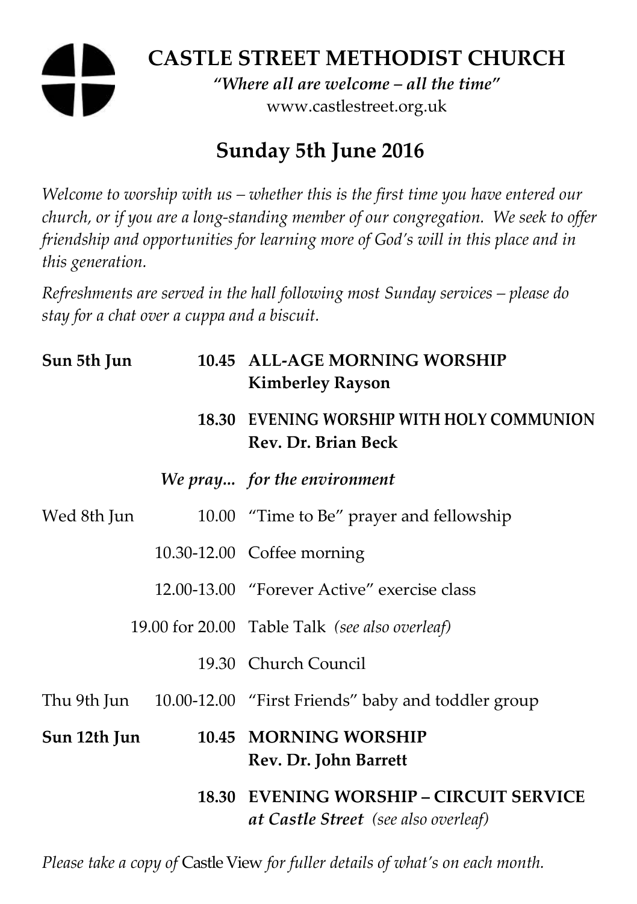# CASTLE STREET METHODIST CHURCH

***"Where all are welcome – all the time"***

www.castlestreet.org.uk

## Sunday 5th June 2016

*Welcome to worship with us – whether this is the first time you have entered our church, or if you are a long-standing member of our congregation. We seek to offer friendship and opportunities for learning more of God's will in this place and in this generation.*

*Refreshments are served in the hall following most Sunday services – please do stay for a chat over a cuppa and a biscuit.*

| | | |
|---|---|---|
| **Sun 5th Jun** | **10.45** | **ALL-AGE MORNING WORSHIP**<br>**Kimberley Rayson** |
| | **18.30** | **EVENING WORSHIP WITH HOLY COMMUNION**<br>**Rev. Dr. Brian Beck** |
| | ***We pray...*** | ***for the environment*** |
| Wed 8th Jun | 10.00 | "Time to Be" prayer and fellowship |
| | 10.30-12.00 | Coffee morning |
| | 12.00-13.00 | "Forever Active" exercise class |
| | 19.00 for 20.00 | Table Talk *(see also overleaf)* |
| | 19.30 | Church Council |
| Thu 9th Jun | 10.00-12.00 | "First Friends" baby and toddler group |
| **Sun 12th Jun** | **10.45** | **MORNING WORSHIP**<br>**Rev. Dr. John Barrett** |
| | **18.30** | **EVENING WORSHIP – CIRCUIT SERVICE**<br>***at Castle Street*** *(see also overleaf)* |

*Please take a copy of* Castle View *for fuller details of what's on each month.*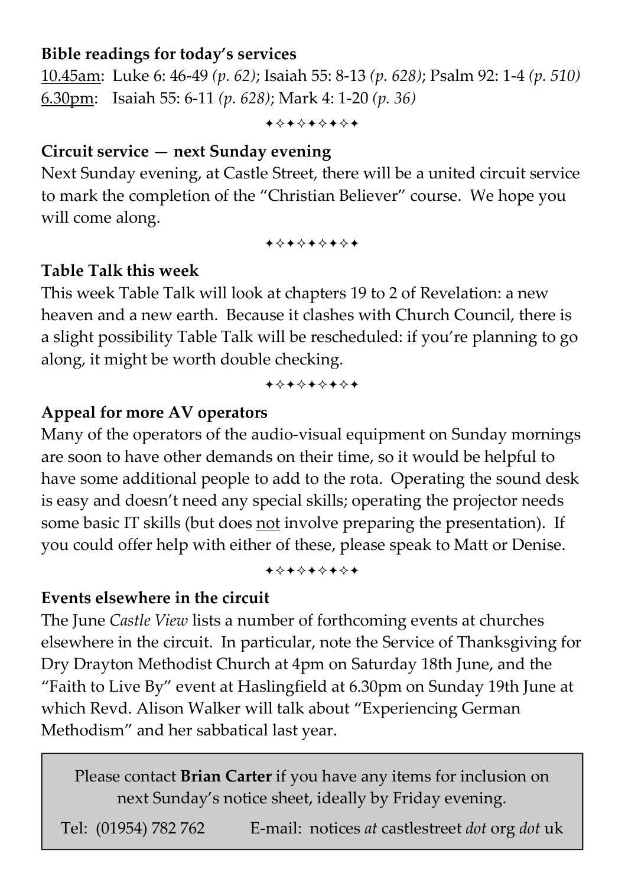**Bible readings for today's services**

10.45am: Luke 6: 46-49 *(p. 62)*; Isaiah 55: 8-13 *(p. 628)*; Psalm 92: 1-4 *(p. 510)*
6.30pm: Isaiah 55: 6-11 *(p. 628)*; Mark 4: 1-20 *(p. 36)*

✦✧✦✧✦✧✦✧✦

**Circuit service — next Sunday evening**

Next Sunday evening, at Castle Street, there will be a united circuit service to mark the completion of the "Christian Believer" course. We hope you will come along.

✦✧✦✧✦✧✦✧✦

**Table Talk this week**

This week Table Talk will look at chapters 19 to 2 of Revelation: a new heaven and a new earth. Because it clashes with Church Council, there is a slight possibility Table Talk will be rescheduled: if you're planning to go along, it might be worth double checking.

✦✧✦✧✦✧✦✧✦

**Appeal for more AV operators**

Many of the operators of the audio-visual equipment on Sunday mornings are soon to have other demands on their time, so it would be helpful to have some additional people to add to the rota. Operating the sound desk is easy and doesn't need any special skills; operating the projector needs some basic IT skills (but does not involve preparing the presentation). If you could offer help with either of these, please speak to Matt or Denise.

✦✧✦✧✦✧✦✧✦

**Events elsewhere in the circuit**

The June *Castle View* lists a number of forthcoming events at churches elsewhere in the circuit. In particular, note the Service of Thanksgiving for Dry Drayton Methodist Church at 4pm on Saturday 18th June, and the "Faith to Live By" event at Haslingfield at 6.30pm on Sunday 19th June at which Revd. Alison Walker will talk about "Experiencing German Methodism" and her sabbatical last year.

Please contact **Brian Carter** if you have any items for inclusion on next Sunday's notice sheet, ideally by Friday evening.

Tel: (01954) 782 762 E-mail: notices *at* castlestreet *dot* org *dot* uk